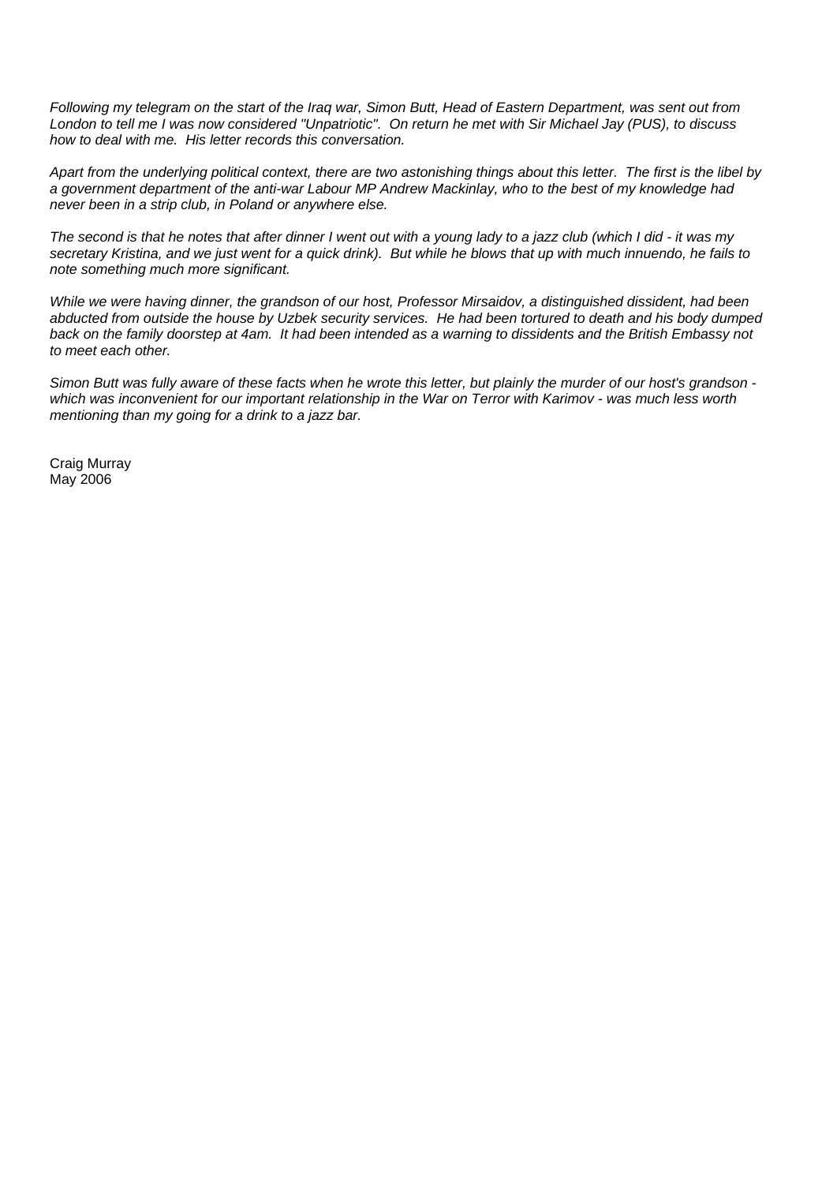*Following my telegram on the start of the Iraq war, Simon Butt, Head of Eastern Department, was sent out from London to tell me I was now considered "Unpatriotic". On return he met with Sir Michael Jay (PUS), to discuss how to deal with me. His letter records this conversation.*

*Apart from the underlying political context, there are two astonishing things about this letter. The first is the libel by a government department of the anti-war Labour MP Andrew Mackinlay, who to the best of my knowledge had never been in a strip club, in Poland or anywhere else.*

*The second is that he notes that after dinner I went out with a young lady to a jazz club (which I did - it was my secretary Kristina, and we just went for a quick drink). But while he blows that up with much innuendo, he fails to note something much more significant.*

*While we were having dinner, the grandson of our host, Professor Mirsaidov, a distinguished dissident, had been abducted from outside the house by Uzbek security services. He had been tortured to death and his body dumped back on the family doorstep at 4am. It had been intended as a warning to dissidents and the British Embassy not to meet each other.*

*Simon Butt was fully aware of these facts when he wrote this letter, but plainly the murder of our host's grandson - which was inconvenient for our important relationship in the War on Terror with Karimov - was much less worth mentioning than my going for a drink to a jazz bar.*

Craig Murray
May 2006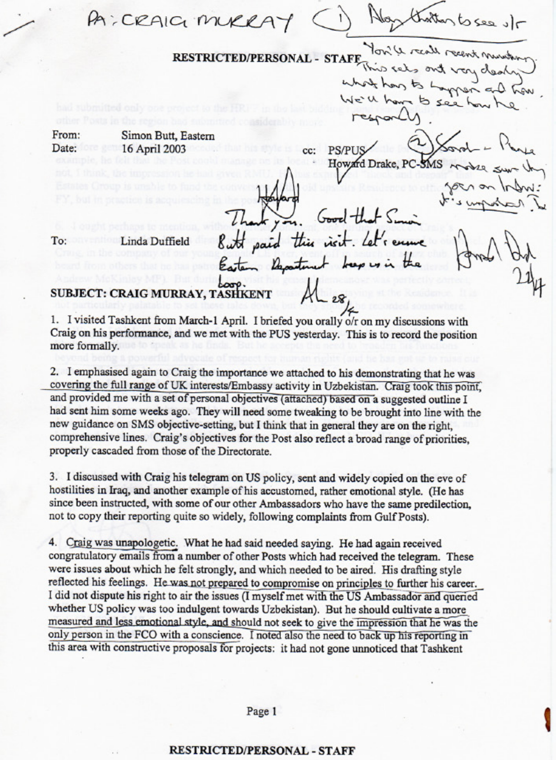PA: CRAIG MURRAY (1) Along Luther to see o/r

**RESTRICTED/PERSONAL - STAFF**

You'll recall recent meeting. This sets out very clearly what has to happen and how. We'll have to see how he responds.

From: Simon Butt, Eastern
Date: 16 April 2003

cc: PS/PUS
Howard Drake, PC-SMS

(2) Sarah – Please make sure they [are] on file. It's important.

To: Linda Duffield

Thank you. Good that Simon Butt paid this visit. Let's ensure Eastern Department keep us in the loop.

## SUBJECT: CRAIG MURRAY, TASHKENT

1. I visited Tashkent from March-1 April. I briefed you orally o/r on my discussions with Craig on his performance, and we met with the PUS yesterday. This is to record the position more formally.

2. I emphasised again to Craig the importance we attached to his demonstrating that he was covering the full range of UK interests/Embassy activity in Uzbekistan. Craig took this point, and provided me with a set of personal objectives (attached) based on a suggested outline I had sent him some weeks ago. They will need some tweaking to be brought into line with the new guidance on SMS objective-setting, but I think that in general they are on the right, comprehensive lines. Craig's objectives for the Post also reflect a broad range of priorities, properly cascaded from those of the Directorate.

3. I discussed with Craig his telegram on US policy, sent and widely copied on the eve of hostilities in Iraq, and another example of his accustomed, rather emotional style. (He has since been instructed, with some of our other Ambassadors who have the same predilection, not to copy their reporting quite so widely, following complaints from Gulf Posts).

4. Craig was unapologetic. What he had said needed saying. He had again received congratulatory emails from a number of other Posts which had received the telegram. These were issues about which he felt strongly, and which needed to be aired. His drafting style reflected his feelings. He was not prepared to compromise on principles to further his career. I did not dispute his right to air the issues (I myself met with the US Ambassador and queried whether US policy was too indulgent towards Uzbekistan). But he should cultivate a more measured and less emotional style, and should not seek to give the impression that he was the only person in the FCO with a conscience. I noted also the need to back up his reporting in this area with constructive proposals for projects: it had not gone unnoticed that Tashkent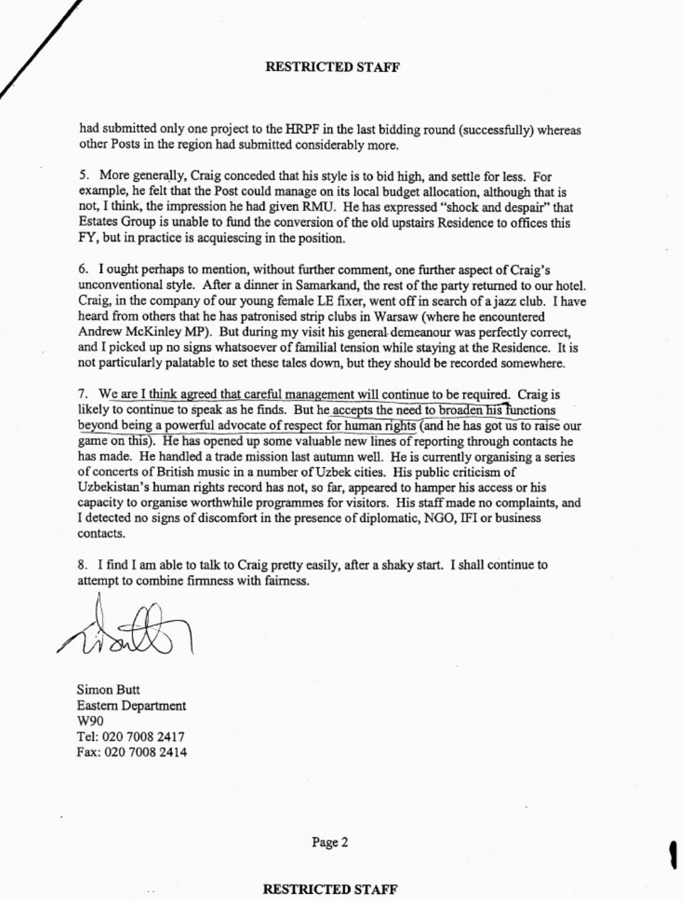had submitted only one project to the HRPF in the last bidding round (successfully) whereas other Posts in the region had submitted considerably more.

5. More generally, Craig conceded that his style is to bid high, and settle for less. For example, he felt that the Post could manage on its local budget allocation, although that is not, I think, the impression he had given RMU. He has expressed "shock and despair" that Estates Group is unable to fund the conversion of the old upstairs Residence to offices this FY, but in practice is acquiescing in the position.

6. I ought perhaps to mention, without further comment, one further aspect of Craig's unconventional style. After a dinner in Samarkand, the rest of the party returned to our hotel. Craig, in the company of our young female LE fixer, went off in search of a jazz club. I have heard from others that he has patronised strip clubs in Warsaw (where he encountered Andrew McKinley MP). But during my visit his general demeanour was perfectly correct, and I picked up no signs whatsoever of familial tension while staying at the Residence. It is not particularly palatable to set these tales down, but they should be recorded somewhere.

7. We are I think agreed that careful management will continue to be required. Craig is likely to continue to speak as he finds. But he accepts the need to broaden his functions beyond being a powerful advocate of respect for human rights (and he has got us to raise our game on this). He has opened up some valuable new lines of reporting through contacts he has made. He handled a trade mission last autumn well. He is currently organising a series of concerts of British music in a number of Uzbek cities. His public criticism of Uzbekistan's human rights record has not, so far, appeared to hamper his access or his capacity to organise worthwhile programmes for visitors. His staff made no complaints, and I detected no signs of discomfort in the presence of diplomatic, NGO, IFI or business contacts.

8. I find I am able to talk to Craig pretty easily, after a shaky start. I shall continue to attempt to combine firmness with fairness.

Simon Butt
Eastern Department
W90
Tel: 020 7008 2417
Fax: 020 7008 2414